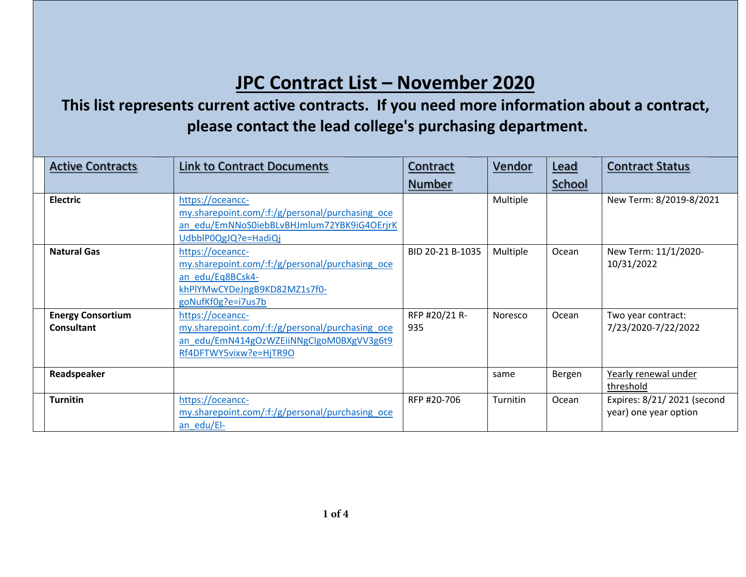# JPC Contract List – November 2020

**This list represents current active contracts. If you need more information about a contract, please contact the lead college's purchasing department.**

| Active Contracts | Link to Contract Documents | Contract Number | Vendor | Lead School | Contract Status |
|---|---|---|---|---|---|
| **Electric** | https://oceancc-my.sharepoint.com/:f:/g/personal/purchasing_ocean_edu/EmNNoS0iebBLvBHJmlum72YBK9iG4OErjrKUdbblP0QgJQ?e=HadiQj | | Multiple | | New Term: 8/2019-8/2021 |
| **Natural Gas** | https://oceancc-my.sharepoint.com/:f:/g/personal/purchasing_ocean_edu/Eq8BCsk4-khPlYMwCYDeJngB9KD82MZ1s7f0-goNufKf0g?e=i7us7b | BID 20-21 B-1035 | Multiple | Ocean | New Term: 11/1/2020-10/31/2022 |
| **Energy Consortium Consultant** | https://oceancc-my.sharepoint.com/:f:/g/personal/purchasing_ocean_edu/EmN414gOzWZEiiNNgCIgoM0BXgVV3g6t9Rf4DFTWY5vixw?e=HjTR9O | RFP #20/21 R-935 | Noresco | Ocean | Two year contract: 7/23/2020-7/22/2022 |
| **Readspeaker** | | | same | Bergen | Yearly renewal under threshold |
| **Turnitin** | https://oceancc-my.sharepoint.com/:f:/g/personal/purchasing_ocean_edu/El- | RFP #20-706 | Turnitin | Ocean | Expires: 8/21/ 2021 (second year) one year option |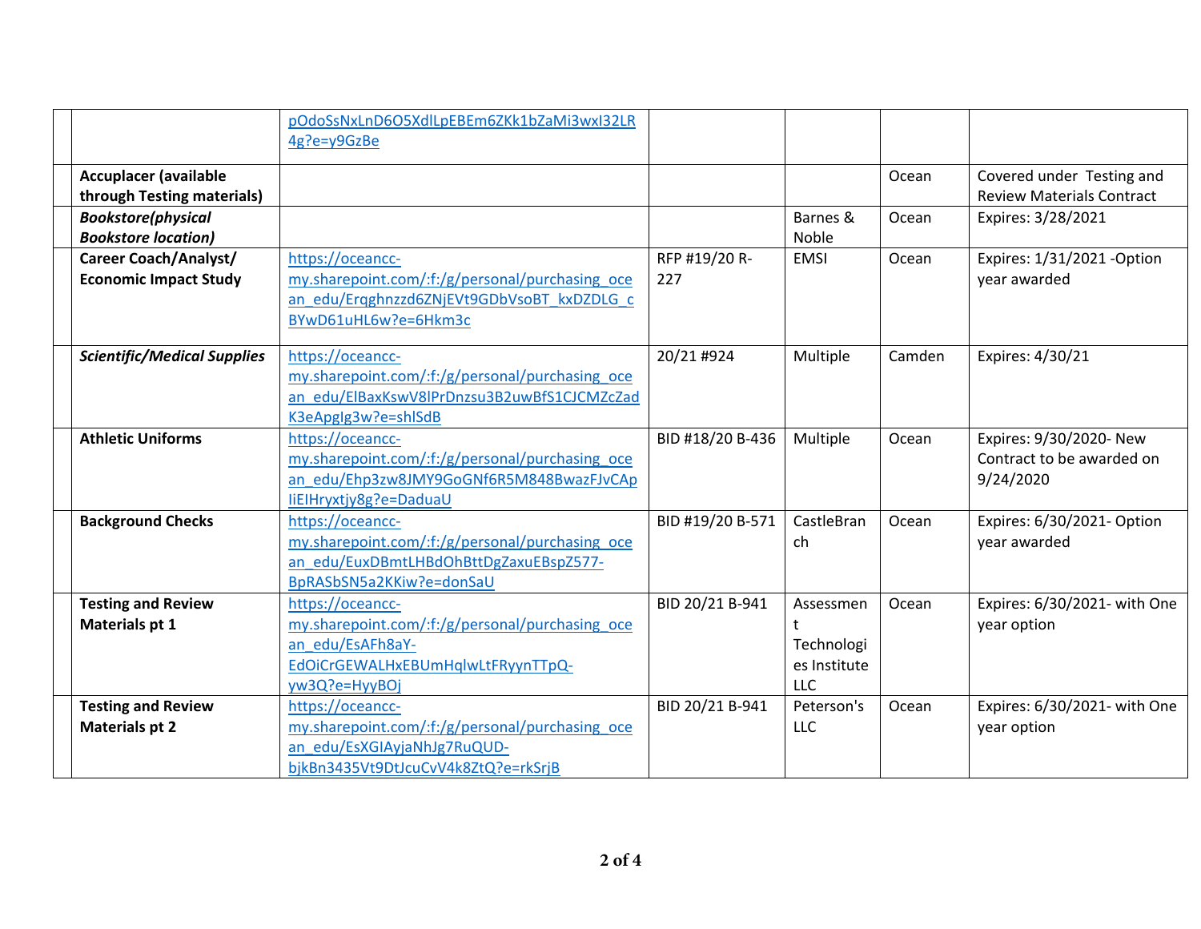| | | | | | | |
|---|---|---|---|---|---|---|
| | | pOdoSsNxLnD6O5XdlLpEBEm6ZKk1bZaMi3wxI32LR4g?e=y9GzBe | | | | |
| | **Accuplacer (available through Testing materials)** | | | | Ocean | Covered under Testing and Review Materials Contract |
| | ***Bookstore(physical Bookstore location)*** | | | Barnes & Noble | Ocean | Expires: 3/28/2021 |
| | **Career Coach/Analyst/ Economic Impact Study** | https://oceancc-my.sharepoint.com/:f:/g/personal/purchasing_ocean_edu/Erqghnzzd6ZNjEVt9GDbVsoBT_kxDZDLG_cBYwD61uHL6w?e=6Hkm3c | RFP #19/20 R-227 | EMSI | Ocean | Expires: 1/31/2021 -Option year awarded |
| | ***Scientific/Medical Supplies*** | https://oceancc-my.sharepoint.com/:f:/g/personal/purchasing_ocean_edu/ElBaxKswV8lPrDnzsu3B2uwBfS1CJCMZcZadK3eApglg3w?e=shlSdB | 20/21 #924 | Multiple | Camden | Expires: 4/30/21 |
| | **Athletic Uniforms** | https://oceancc-my.sharepoint.com/:f:/g/personal/purchasing_ocean_edu/Ehp3zw8JMY9GoGNf6R5M848BwazFJvCApIiEIHryxtjy8g?e=DaduaU | BID #18/20 B-436 | Multiple | Ocean | Expires: 9/30/2020- New Contract to be awarded on 9/24/2020 |
| | **Background Checks** | https://oceancc-my.sharepoint.com/:f:/g/personal/purchasing_ocean_edu/EuxDBmtLHBdOhBttDgZaxuEBspZ577-BpRASbSN5a2KKiw?e=donSaU | BID #19/20 B-571 | CastleBranch | Ocean | Expires: 6/30/2021- Option year awarded |
| | **Testing and Review Materials pt 1** | https://oceancc-my.sharepoint.com/:f:/g/personal/purchasing_ocean_edu/EsAFh8aY-EdOiCrGEWALHxEBUmHqlwLtFRyynTTpQ-yw3Q?e=HyyBOj | BID 20/21 B-941 | Assessment Technologies Institute LLC | Ocean | Expires: 6/30/2021- with One year option |
| | **Testing and Review Materials pt 2** | https://oceancc-my.sharepoint.com/:f:/g/personal/purchasing_ocean_edu/EsXGIAyjaNhJg7RuQUD-bjkBn3435Vt9DtJcuCvV4k8ZtQ?e=rkSrjB | BID 20/21 B-941 | Peterson's LLC | Ocean | Expires: 6/30/2021- with One year option |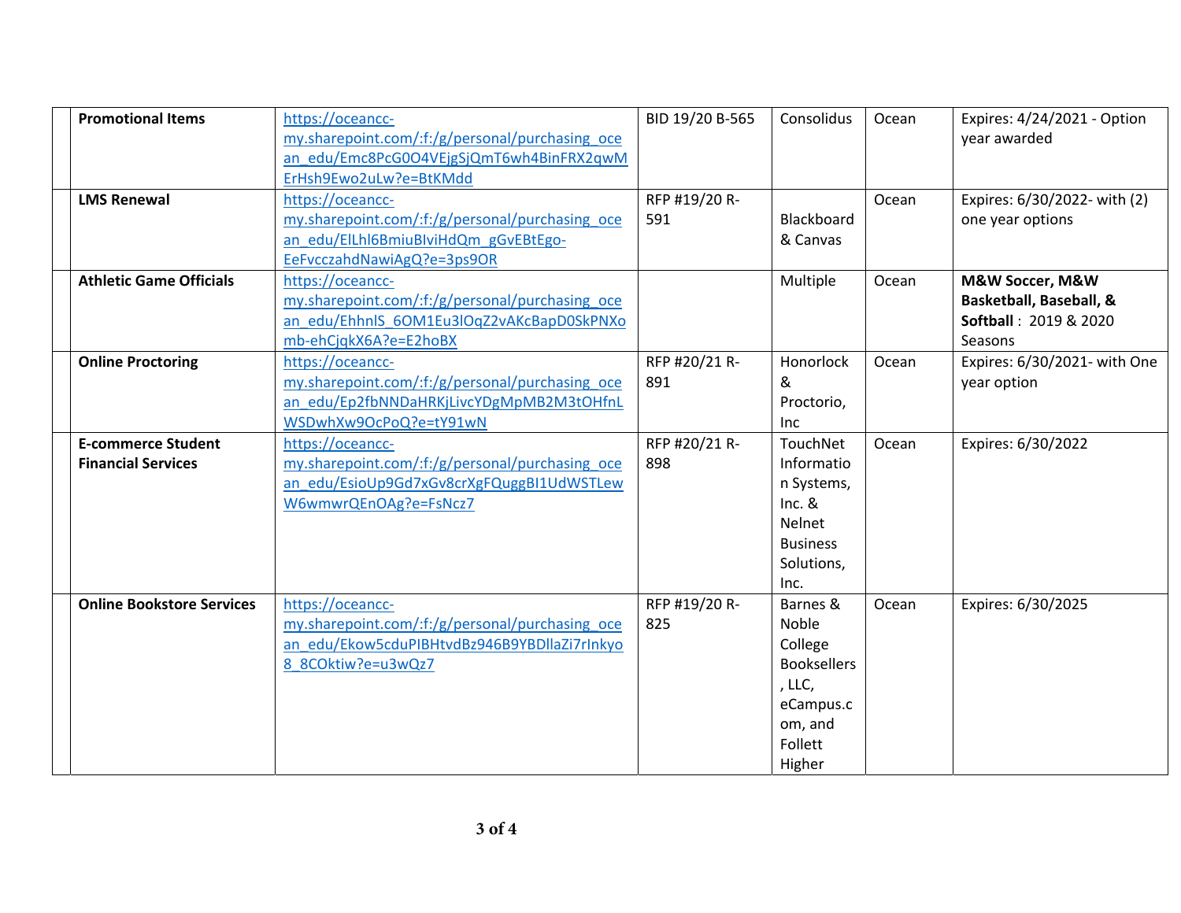| | Promotional Items | https://oceancc-my.sharepoint.com/:f:/g/personal/purchasing_ocean_edu/Emc8PcG0O4VEjgSjQmT6wh4BinFRX2qwMErHsh9Ewo2uLw?e=BtKMdd | BID 19/20 B-565 | Consolidus | Ocean | Expires: 4/24/2021 - Option year awarded |
|---|---|---|---|---|---|---|
| | **LMS Renewal** | https://oceancc-my.sharepoint.com/:f:/g/personal/purchasing_ocean_edu/ElLhl6BmiuBIviHdQm_gGvEBtEgo-EeFvcczahdNawiAgQ?e=3ps9OR | RFP #19/20 R-591 | Blackboard & Canvas | Ocean | Expires: 6/30/2022- with (2) one year options |
| | **Athletic Game Officials** | https://oceancc-my.sharepoint.com/:f:/g/personal/purchasing_ocean_edu/EhhnlS_6OM1Eu3lOqZ2vAKcBapD0SkPNXomb-ehCjqkX6A?e=E2hoBX | | Multiple | Ocean | **M&W Soccer, M&W Basketball, Baseball, & Softball** : 2019 & 2020 Seasons |
| | **Online Proctoring** | https://oceancc-my.sharepoint.com/:f:/g/personal/purchasing_ocean_edu/Ep2fbNNDaHRKjLivcYDgMpMB2M3tOHfnLWSDwhXw9OcPoQ?e=tY91wN | RFP #20/21 R-891 | Honorlock & Proctorio, Inc | Ocean | Expires: 6/30/2021- with One year option |
| | **E-commerce Student Financial Services** | https://oceancc-my.sharepoint.com/:f:/g/personal/purchasing_ocean_edu/EsioUp9Gd7xGv8crXgFQuggBI1UdWSTLewW6wmwrQEnOAg?e=FsNcz7 | RFP #20/21 R-898 | TouchNet Information Systems, Inc. & Nelnet Business Solutions, Inc. | Ocean | Expires: 6/30/2022 |
| | **Online Bookstore Services** | https://oceancc-my.sharepoint.com/:f:/g/personal/purchasing_ocean_edu/Ekow5cduPIBHtvdBz946B9YBDllaZi7rInkyo8_8COktiw?e=u3wQz7 | RFP #19/20 R-825 | Barnes & Noble College Booksellers, LLC, eCampus.com, and Follett Higher | Ocean | Expires: 6/30/2025 |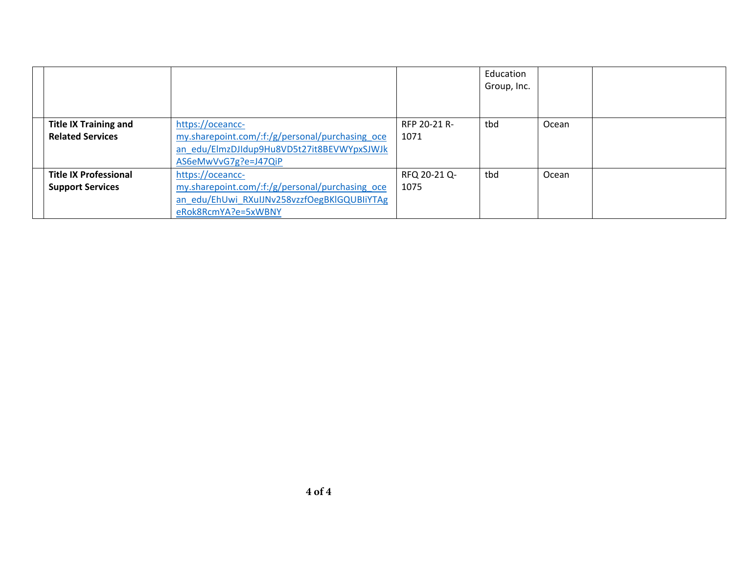| | | | | | | |
|---|---|---|---|---|---|---|
| | | | | Education Group, Inc. | | |
| | **Title IX Training and Related Services** | https://oceancc-my.sharepoint.com/:f:/g/personal/purchasing_ocean_edu/ElmzDJIdup9Hu8VD5t27it8BEVWYpxSJWJkAS6eMwVvG7g?e=J47QiP | RFP 20-21 R-1071 | tbd | Ocean | |
| | **Title IX Professional Support Services** | https://oceancc-my.sharepoint.com/:f:/g/personal/purchasing_ocean_edu/EhUwi_RXuIJNv258vzzfOegBKlGQUBIiYTAgeRok8RcmYA?e=5xWBNY | RFQ 20-21 Q-1075 | tbd | Ocean | |